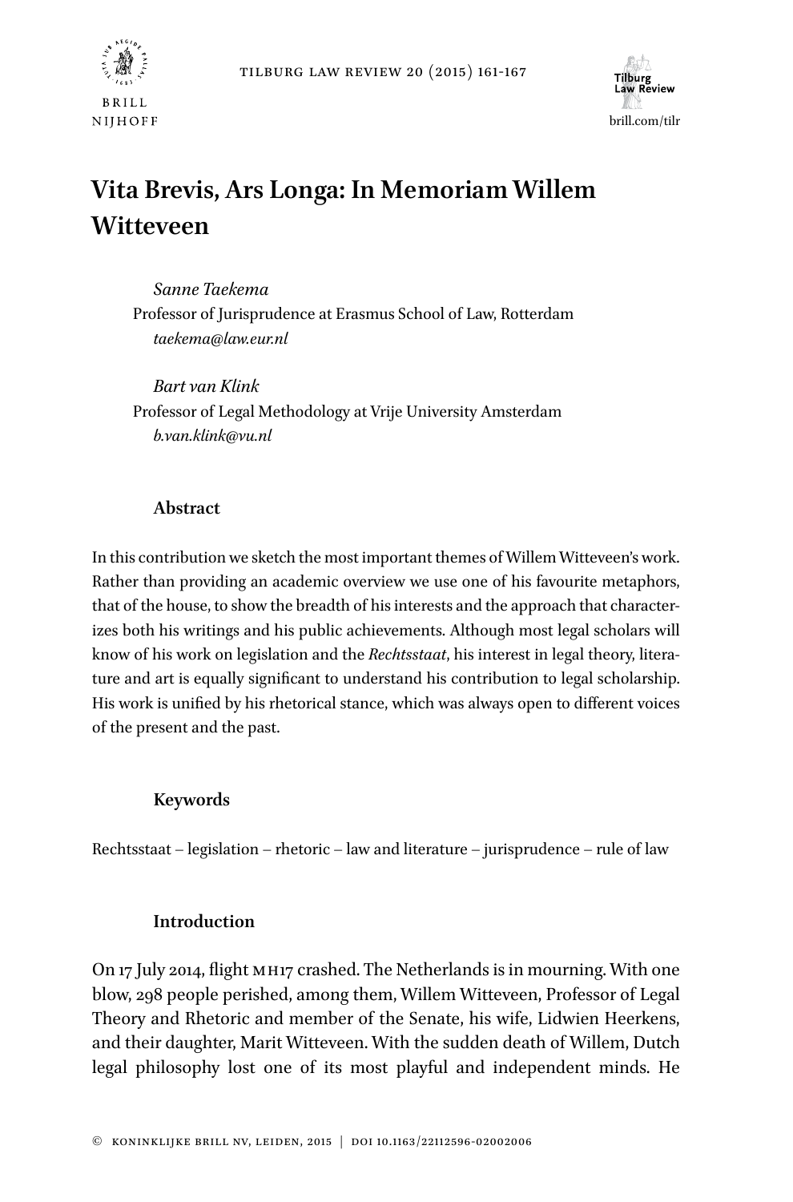# Vita Brevis, Ars Longa: In Memoriam Willem Witteveen

*Sanne Taekema*
Professor of Jurisprudence at Erasmus School of Law, Rotterdam
*taekema@law.eur.nl*

*Bart van Klink*
Professor of Legal Methodology at Vrije University Amsterdam
*b.van.klink@vu.nl*

### Abstract

In this contribution we sketch the most important themes of Willem Witteveen's work. Rather than providing an academic overview we use one of his favourite metaphors, that of the house, to show the breadth of his interests and the approach that characterizes both his writings and his public achievements. Although most legal scholars will know of his work on legislation and the *Rechtsstaat*, his interest in legal theory, literature and art is equally significant to understand his contribution to legal scholarship. His work is unified by his rhetorical stance, which was always open to different voices of the present and the past.

### Keywords

Rechtsstaat – legislation – rhetoric – law and literature – jurisprudence – rule of law

### Introduction

On 17 July 2014, flight MH17 crashed. The Netherlands is in mourning. With one blow, 298 people perished, among them, Willem Witteveen, Professor of Legal Theory and Rhetoric and member of the Senate, his wife, Lidwien Heerkens, and their daughter, Marit Witteveen. With the sudden death of Willem, Dutch legal philosophy lost one of its most playful and independent minds. He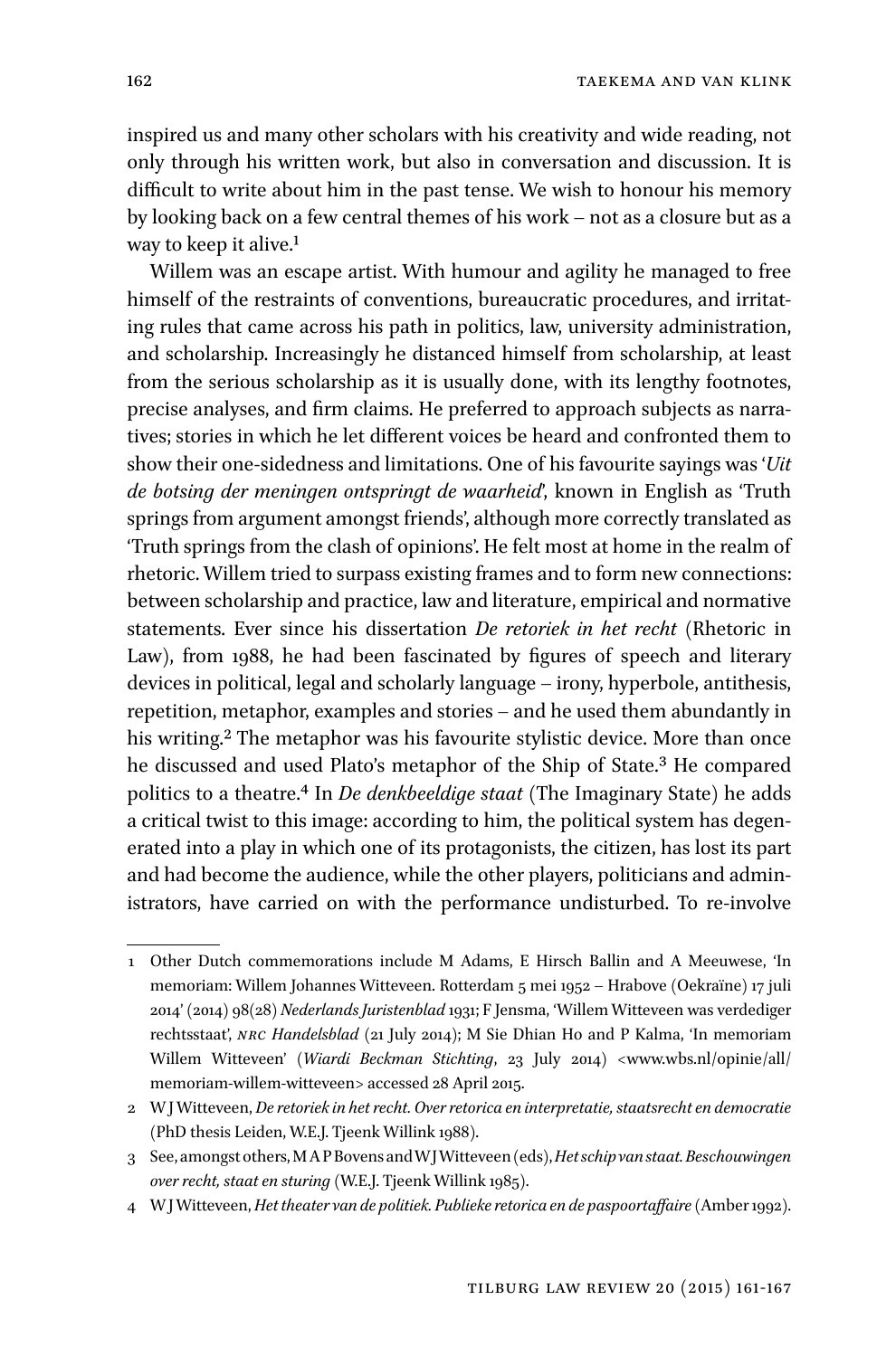inspired us and many other scholars with his creativity and wide reading, not only through his written work, but also in conversation and discussion. It is difficult to write about him in the past tense. We wish to honour his memory by looking back on a few central themes of his work – not as a closure but as a way to keep it alive.[1]

Willem was an escape artist. With humour and agility he managed to free himself of the restraints of conventions, bureaucratic procedures, and irritating rules that came across his path in politics, law, university administration, and scholarship. Increasingly he distanced himself from scholarship, at least from the serious scholarship as it is usually done, with its lengthy footnotes, precise analyses, and firm claims. He preferred to approach subjects as narratives; stories in which he let different voices be heard and confronted them to show their one-sidedness and limitations. One of his favourite sayings was '*Uit de botsing der meningen ontspringt de waarheid*', known in English as 'Truth springs from argument amongst friends', although more correctly translated as 'Truth springs from the clash of opinions'. He felt most at home in the realm of rhetoric. Willem tried to surpass existing frames and to form new connections: between scholarship and practice, law and literature, empirical and normative statements. Ever since his dissertation *De retoriek in het recht* (Rhetoric in Law), from 1988, he had been fascinated by figures of speech and literary devices in political, legal and scholarly language – irony, hyperbole, antithesis, repetition, metaphor, examples and stories – and he used them abundantly in his writing.[2] The metaphor was his favourite stylistic device. More than once he discussed and used Plato's metaphor of the Ship of State.[3] He compared politics to a theatre.[4] In *De denkbeeldige staat* (The Imaginary State) he adds a critical twist to this image: according to him, the political system has degenerated into a play in which one of its protagonists, the citizen, has lost its part and had become the audience, while the other players, politicians and administrators, have carried on with the performance undisturbed. To re-involve

---

1 Other Dutch commemorations include M Adams, E Hirsch Ballin and A Meeuwese, 'In memoriam: Willem Johannes Witteveen. Rotterdam 5 mei 1952 – Hrabove (Oekraïne) 17 juli 2014' (2014) 98(28) *Nederlands Juristenblad* 1931; F Jensma, 'Willem Witteveen was verdediger rechtsstaat', *NRC Handelsblad* (21 July 2014); M Sie Dhian Ho and P Kalma, 'In memoriam Willem Witteveen' (*Wiardi Beckman Stichting*, 23 July 2014) <www.wbs.nl/opinie/all/memoriam-willem-witteveen> accessed 28 April 2015.

2 W J Witteveen, *De retoriek in het recht. Over retorica en interpretatie, staatsrecht en democratie* (PhD thesis Leiden, W.E.J. Tjeenk Willink 1988).

3 See, amongst others, M A P Bovens and W J Witteveen (eds), *Het schip van staat. Beschouwingen over recht, staat en sturing* (W.E.J. Tjeenk Willink 1985).

4 W J Witteveen, *Het theater van de politiek. Publieke retorica en de paspoortaffaire* (Amber 1992).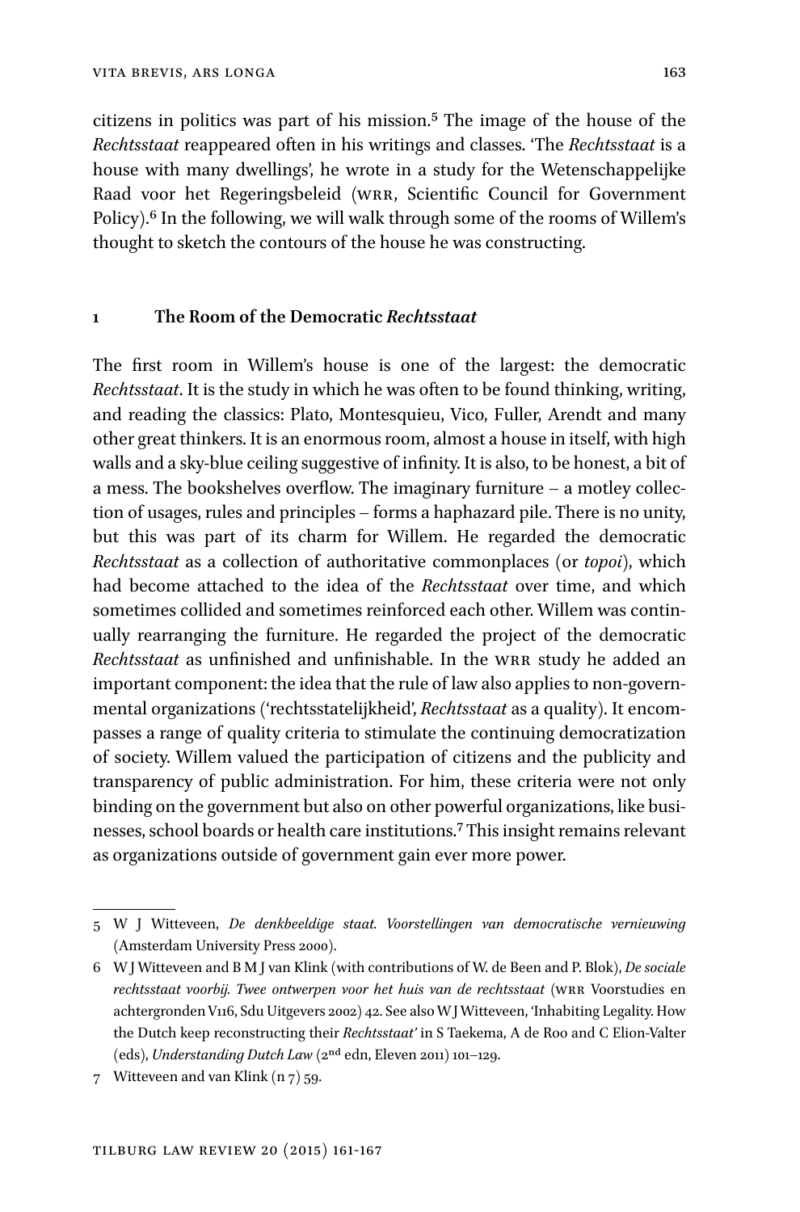citizens in politics was part of his mission.[5] The image of the house of the *Rechtsstaat* reappeared often in his writings and classes. 'The *Rechtsstaat* is a house with many dwellings', he wrote in a study for the Wetenschappelijke Raad voor het Regeringsbeleid (WRR, Scientific Council for Government Policy).[6] In the following, we will walk through some of the rooms of Willem's thought to sketch the contours of the house he was constructing.

## 1 The Room of the Democratic *Rechtsstaat*

The first room in Willem's house is one of the largest: the democratic *Rechtsstaat*. It is the study in which he was often to be found thinking, writing, and reading the classics: Plato, Montesquieu, Vico, Fuller, Arendt and many other great thinkers. It is an enormous room, almost a house in itself, with high walls and a sky-blue ceiling suggestive of infinity. It is also, to be honest, a bit of a mess. The bookshelves overflow. The imaginary furniture – a motley collection of usages, rules and principles – forms a haphazard pile. There is no unity, but this was part of its charm for Willem. He regarded the democratic *Rechtsstaat* as a collection of authoritative commonplaces (or *topoi*), which had become attached to the idea of the *Rechtsstaat* over time, and which sometimes collided and sometimes reinforced each other. Willem was continually rearranging the furniture. He regarded the project of the democratic *Rechtsstaat* as unfinished and unfinishable. In the WRR study he added an important component: the idea that the rule of law also applies to non-governmental organizations ('rechtsstatelijkheid', *Rechtsstaat* as a quality). It encompasses a range of quality criteria to stimulate the continuing democratization of society. Willem valued the participation of citizens and the publicity and transparency of public administration. For him, these criteria were not only binding on the government but also on other powerful organizations, like businesses, school boards or health care institutions.[7] This insight remains relevant as organizations outside of government gain ever more power.

---

5 W J Witteveen, *De denkbeeldige staat. Voorstellingen van democratische vernieuwing* (Amsterdam University Press 2000).

6 W J Witteveen and B M J van Klink (with contributions of W. de Been and P. Blok), *De sociale rechtsstaat voorbij. Twee ontwerpen voor het huis van de rechtsstaat* (WRR Voorstudies en achtergronden V116, Sdu Uitgevers 2002) 42. See also W J Witteveen, 'Inhabiting Legality. How the Dutch keep reconstructing their *Rechtsstaat*' in S Taekema, A de Roo and C Elion-Valter (eds), *Understanding Dutch Law* (2nd edn, Eleven 2011) 101–129.

7 Witteveen and van Klink (n 7) 59.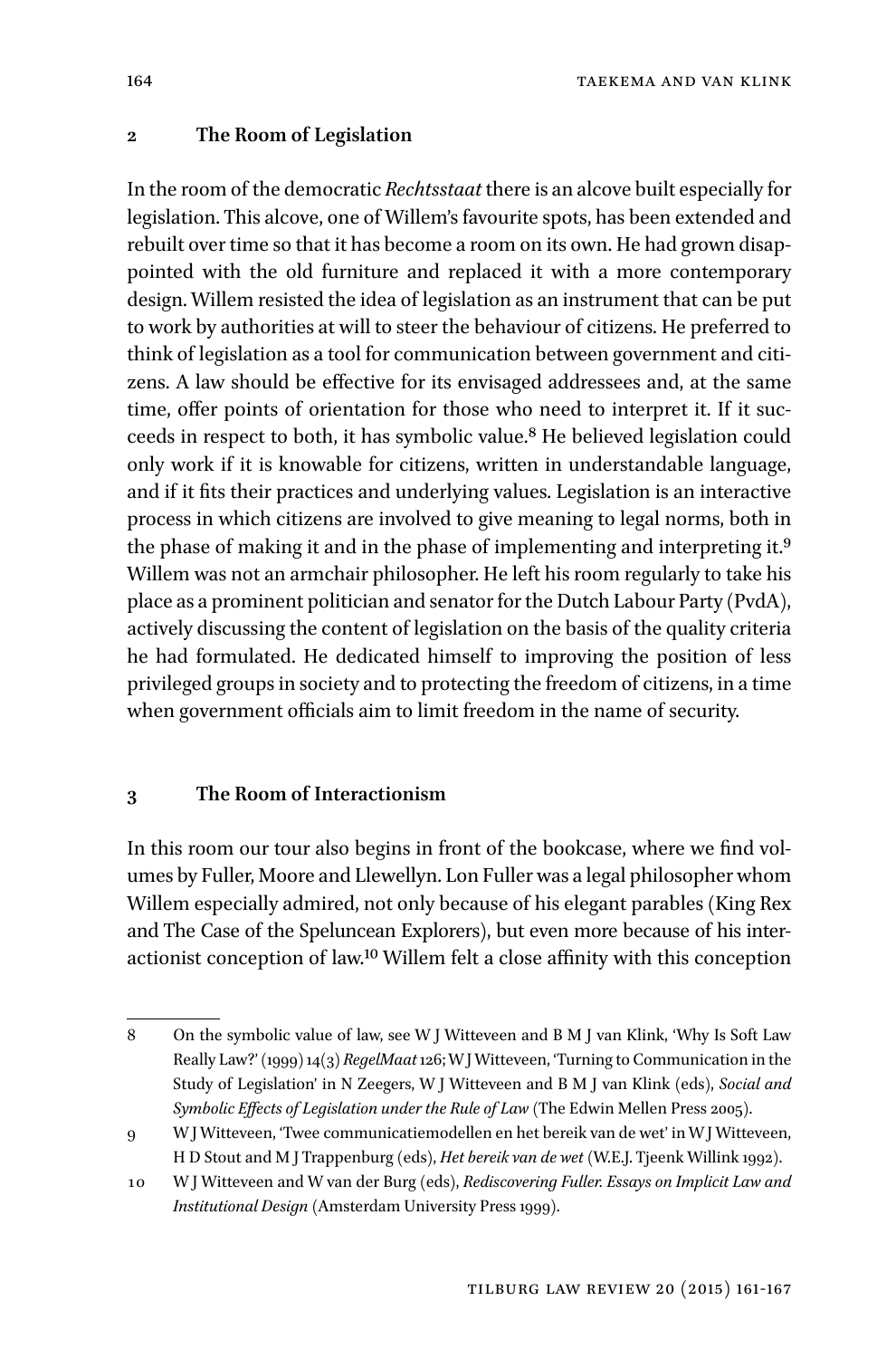## 2 The Room of Legislation

In the room of the democratic *Rechtsstaat* there is an alcove built especially for legislation. This alcove, one of Willem's favourite spots, has been extended and rebuilt over time so that it has become a room on its own. He had grown disappointed with the old furniture and replaced it with a more contemporary design. Willem resisted the idea of legislation as an instrument that can be put to work by authorities at will to steer the behaviour of citizens. He preferred to think of legislation as a tool for communication between government and citizens. A law should be effective for its envisaged addressees and, at the same time, offer points of orientation for those who need to interpret it. If it succeeds in respect to both, it has symbolic value.[8] He believed legislation could only work if it is knowable for citizens, written in understandable language, and if it fits their practices and underlying values. Legislation is an interactive process in which citizens are involved to give meaning to legal norms, both in the phase of making it and in the phase of implementing and interpreting it.[9] Willem was not an armchair philosopher. He left his room regularly to take his place as a prominent politician and senator for the Dutch Labour Party (PvdA), actively discussing the content of legislation on the basis of the quality criteria he had formulated. He dedicated himself to improving the position of less privileged groups in society and to protecting the freedom of citizens, in a time when government officials aim to limit freedom in the name of security.

## 3 The Room of Interactionism

In this room our tour also begins in front of the bookcase, where we find volumes by Fuller, Moore and Llewellyn. Lon Fuller was a legal philosopher whom Willem especially admired, not only because of his elegant parables (King Rex and The Case of the Speluncean Explorers), but even more because of his interactionist conception of law.[10] Willem felt a close affinity with this conception

---

8 On the symbolic value of law, see W J Witteveen and B M J van Klink, 'Why Is Soft Law Really Law?' (1999) 14(3) *RegelMaat* 126; W J Witteveen, 'Turning to Communication in the Study of Legislation' in N Zeegers, W J Witteveen and B M J van Klink (eds), *Social and Symbolic Effects of Legislation under the Rule of Law* (The Edwin Mellen Press 2005).

9 W J Witteveen, 'Twee communicatiemodellen en het bereik van de wet' in W J Witteveen, H D Stout and M J Trappenburg (eds), *Het bereik van de wet* (W.E.J. Tjeenk Willink 1992).

10 W J Witteveen and W van der Burg (eds), *Rediscovering Fuller. Essays on Implicit Law and Institutional Design* (Amsterdam University Press 1999).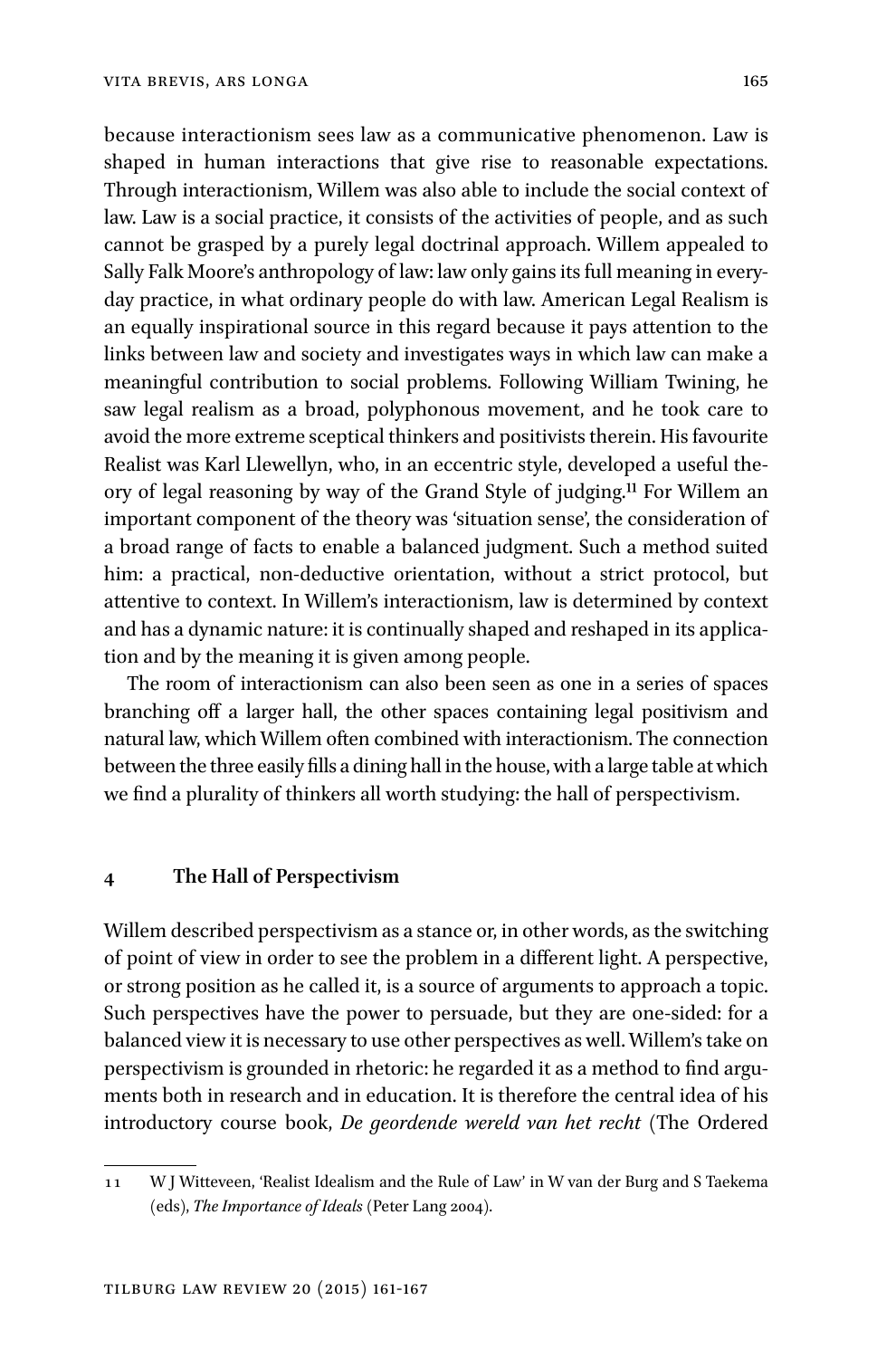because interactionism sees law as a communicative phenomenon. Law is shaped in human interactions that give rise to reasonable expectations. Through interactionism, Willem was also able to include the social context of law. Law is a social practice, it consists of the activities of people, and as such cannot be grasped by a purely legal doctrinal approach. Willem appealed to Sally Falk Moore's anthropology of law: law only gains its full meaning in everyday practice, in what ordinary people do with law. American Legal Realism is an equally inspirational source in this regard because it pays attention to the links between law and society and investigates ways in which law can make a meaningful contribution to social problems. Following William Twining, he saw legal realism as a broad, polyphonous movement, and he took care to avoid the more extreme sceptical thinkers and positivists therein. His favourite Realist was Karl Llewellyn, who, in an eccentric style, developed a useful theory of legal reasoning by way of the Grand Style of judging.[11] For Willem an important component of the theory was 'situation sense', the consideration of a broad range of facts to enable a balanced judgment. Such a method suited him: a practical, non-deductive orientation, without a strict protocol, but attentive to context. In Willem's interactionism, law is determined by context and has a dynamic nature: it is continually shaped and reshaped in its application and by the meaning it is given among people.

The room of interactionism can also been seen as one in a series of spaces branching off a larger hall, the other spaces containing legal positivism and natural law, which Willem often combined with interactionism. The connection between the three easily fills a dining hall in the house, with a large table at which we find a plurality of thinkers all worth studying: the hall of perspectivism.

## 4 The Hall of Perspectivism

Willem described perspectivism as a stance or, in other words, as the switching of point of view in order to see the problem in a different light. A perspective, or strong position as he called it, is a source of arguments to approach a topic. Such perspectives have the power to persuade, but they are one-sided: for a balanced view it is necessary to use other perspectives as well. Willem's take on perspectivism is grounded in rhetoric: he regarded it as a method to find arguments both in research and in education. It is therefore the central idea of his introductory course book, *De geordende wereld van het recht* (The Ordered

---

11 W J Witteveen, 'Realist Idealism and the Rule of Law' in W van der Burg and S Taekema (eds), *The Importance of Ideals* (Peter Lang 2004).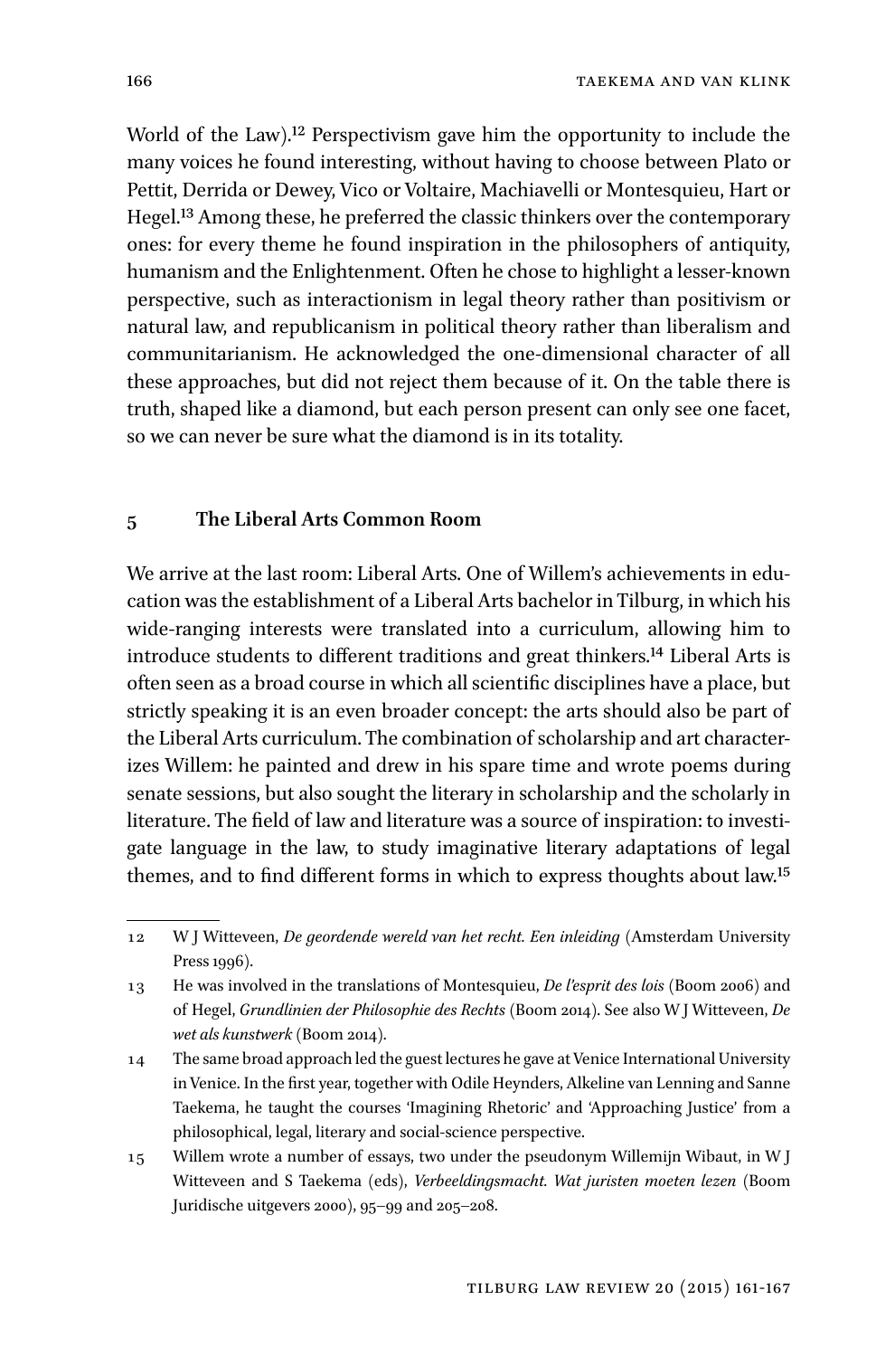World of the Law).[12] Perspectivism gave him the opportunity to include the many voices he found interesting, without having to choose between Plato or Pettit, Derrida or Dewey, Vico or Voltaire, Machiavelli or Montesquieu, Hart or Hegel.[13] Among these, he preferred the classic thinkers over the contemporary ones: for every theme he found inspiration in the philosophers of antiquity, humanism and the Enlightenment. Often he chose to highlight a lesser-known perspective, such as interactionism in legal theory rather than positivism or natural law, and republicanism in political theory rather than liberalism and communitarianism. He acknowledged the one-dimensional character of all these approaches, but did not reject them because of it. On the table there is truth, shaped like a diamond, but each person present can only see one facet, so we can never be sure what the diamond is in its totality.

## 5 The Liberal Arts Common Room

We arrive at the last room: Liberal Arts. One of Willem's achievements in education was the establishment of a Liberal Arts bachelor in Tilburg, in which his wide-ranging interests were translated into a curriculum, allowing him to introduce students to different traditions and great thinkers.[14] Liberal Arts is often seen as a broad course in which all scientific disciplines have a place, but strictly speaking it is an even broader concept: the arts should also be part of the Liberal Arts curriculum. The combination of scholarship and art characterizes Willem: he painted and drew in his spare time and wrote poems during senate sessions, but also sought the literary in scholarship and the scholarly in literature. The field of law and literature was a source of inspiration: to investigate language in the law, to study imaginative literary adaptations of legal themes, and to find different forms in which to express thoughts about law.[15]

---

12 W J Witteveen, *De geordende wereld van het recht. Een inleiding* (Amsterdam University Press 1996).

13 He was involved in the translations of Montesquieu, *De l'esprit des lois* (Boom 2006) and of Hegel, *Grundlinien der Philosophie des Rechts* (Boom 2014). See also W J Witteveen, *De wet als kunstwerk* (Boom 2014).

14 The same broad approach led the guest lectures he gave at Venice International University in Venice. In the first year, together with Odile Heynders, Alkeline van Lenning and Sanne Taekema, he taught the courses 'Imagining Rhetoric' and 'Approaching Justice' from a philosophical, legal, literary and social-science perspective.

15 Willem wrote a number of essays, two under the pseudonym Willemijn Wibaut, in W J Witteveen and S Taekema (eds), *Verbeeldingsmacht. Wat juristen moeten lezen* (Boom Juridische uitgevers 2000), 95–99 and 205–208.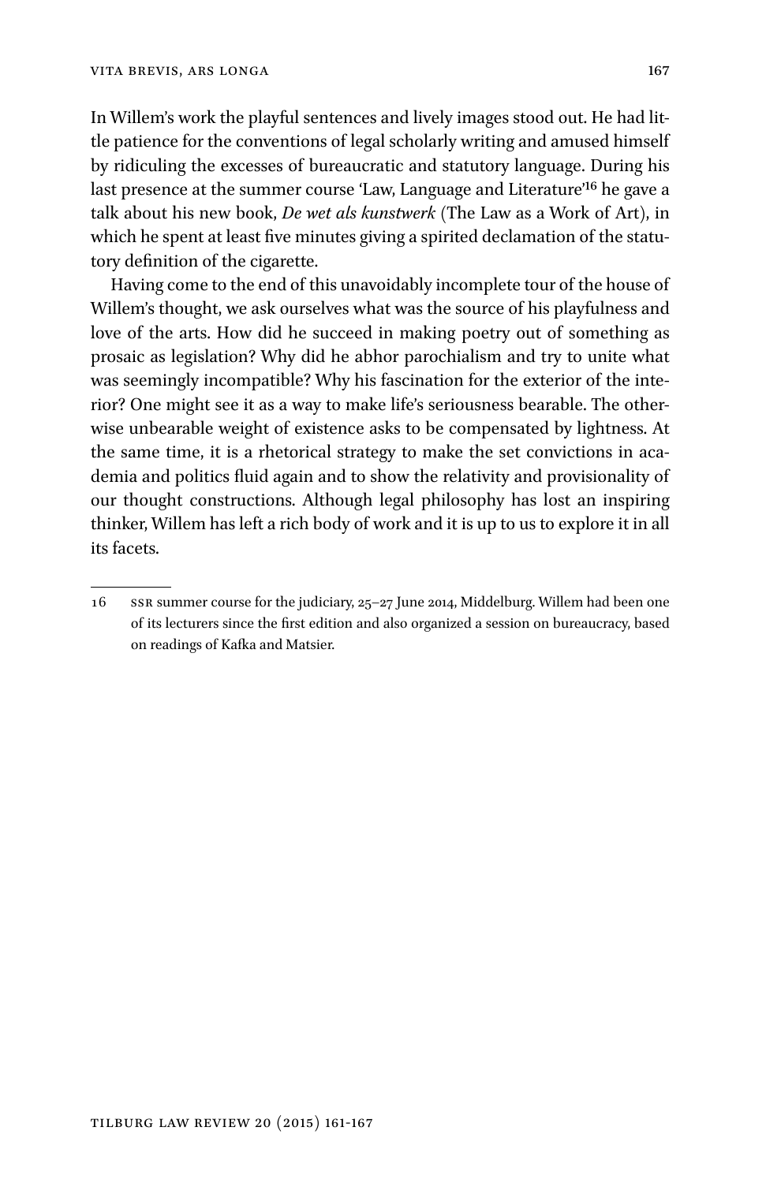In Willem's work the playful sentences and lively images stood out. He had little patience for the conventions of legal scholarly writing and amused himself by ridiculing the excesses of bureaucratic and statutory language. During his last presence at the summer course 'Law, Language and Literature'[16] he gave a talk about his new book, *De wet als kunstwerk* (The Law as a Work of Art), in which he spent at least five minutes giving a spirited declamation of the statutory definition of the cigarette.

Having come to the end of this unavoidably incomplete tour of the house of Willem's thought, we ask ourselves what was the source of his playfulness and love of the arts. How did he succeed in making poetry out of something as prosaic as legislation? Why did he abhor parochialism and try to unite what was seemingly incompatible? Why his fascination for the exterior of the interior? One might see it as a way to make life's seriousness bearable. The otherwise unbearable weight of existence asks to be compensated by lightness. At the same time, it is a rhetorical strategy to make the set convictions in academia and politics fluid again and to show the relativity and provisionality of our thought constructions. Although legal philosophy has lost an inspiring thinker, Willem has left a rich body of work and it is up to us to explore it in all its facets.

---

16 SSR summer course for the judiciary, 25–27 June 2014, Middelburg. Willem had been one of its lecturers since the first edition and also organized a session on bureaucracy, based on readings of Kafka and Matsier.